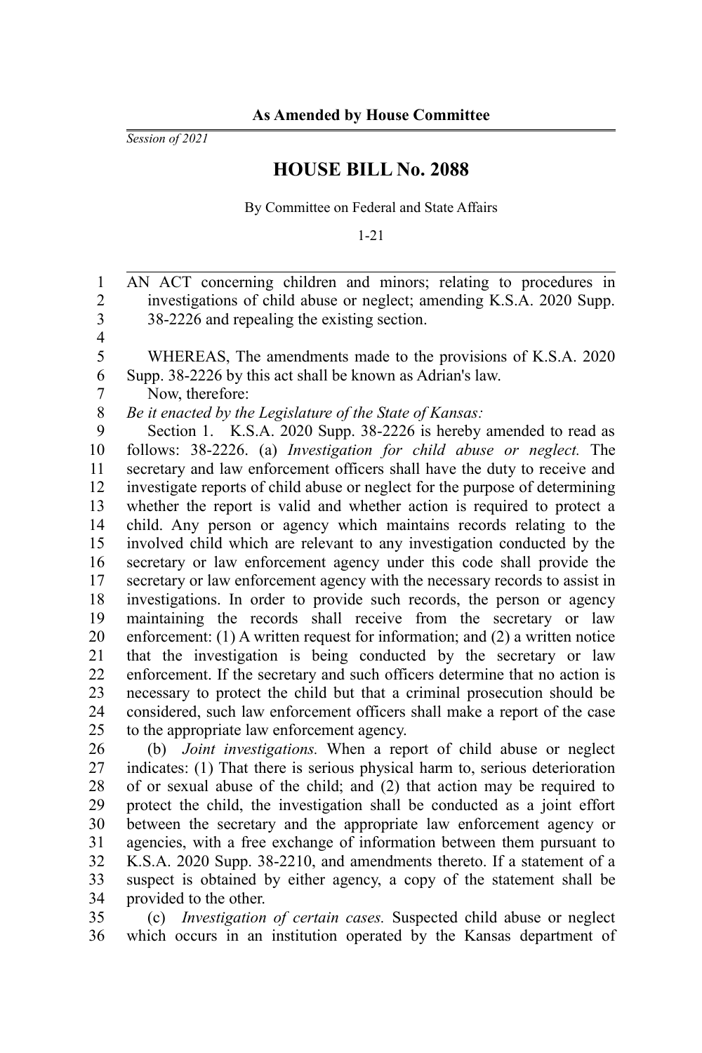**As Amended by House Committee**

*Session of 2021*

# HOUSE BILL No. 2088

By Committee on Federal and State Affairs

1-21

AN ACT concerning children and minors; relating to procedures in investigations of child abuse or neglect; amending K.S.A. 2020 Supp. 38-2226 and repealing the existing section.

WHEREAS, The amendments made to the provisions of K.S.A. 2020 Supp. 38-2226 by this act shall be known as Adrian's law.

Now, therefore:

*Be it enacted by the Legislature of the State of Kansas:*

Section 1. K.S.A. 2020 Supp. 38-2226 is hereby amended to read as follows: 38-2226. (a) *Investigation for child abuse or neglect.* The secretary and law enforcement officers shall have the duty to receive and investigate reports of child abuse or neglect for the purpose of determining whether the report is valid and whether action is required to protect a child. Any person or agency which maintains records relating to the involved child which are relevant to any investigation conducted by the secretary or law enforcement agency under this code shall provide the secretary or law enforcement agency with the necessary records to assist in investigations. In order to provide such records, the person or agency maintaining the records shall receive from the secretary or law enforcement: (1) A written request for information; and (2) a written notice that the investigation is being conducted by the secretary or law enforcement. If the secretary and such officers determine that no action is necessary to protect the child but that a criminal prosecution should be considered, such law enforcement officers shall make a report of the case to the appropriate law enforcement agency.

(b) *Joint investigations.* When a report of child abuse or neglect indicates: (1) That there is serious physical harm to, serious deterioration of or sexual abuse of the child; and (2) that action may be required to protect the child, the investigation shall be conducted as a joint effort between the secretary and the appropriate law enforcement agency or agencies, with a free exchange of information between them pursuant to K.S.A. 2020 Supp. 38-2210, and amendments thereto. If a statement of a suspect is obtained by either agency, a copy of the statement shall be provided to the other.

(c) *Investigation of certain cases.* Suspected child abuse or neglect which occurs in an institution operated by the Kansas department of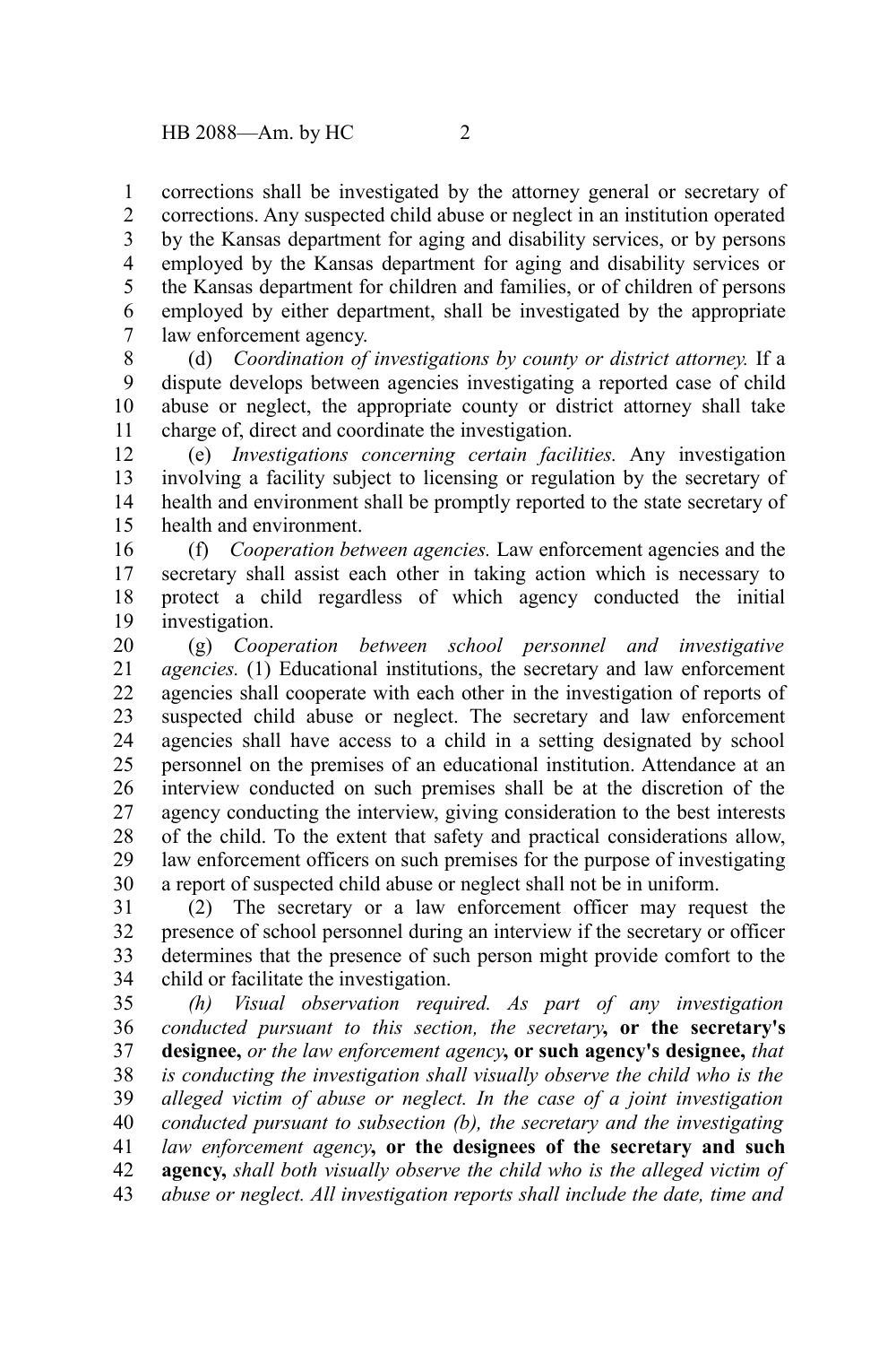corrections shall be investigated by the attorney general or secretary of corrections. Any suspected child abuse or neglect in an institution operated by the Kansas department for aging and disability services, or by persons employed by the Kansas department for aging and disability services or the Kansas department for children and families, or of children of persons employed by either department, shall be investigated by the appropriate law enforcement agency.

(d) *Coordination of investigations by county or district attorney.* If a dispute develops between agencies investigating a reported case of child abuse or neglect, the appropriate county or district attorney shall take charge of, direct and coordinate the investigation.

(e) *Investigations concerning certain facilities.* Any investigation involving a facility subject to licensing or regulation by the secretary of health and environment shall be promptly reported to the state secretary of health and environment.

(f) *Cooperation between agencies.* Law enforcement agencies and the secretary shall assist each other in taking action which is necessary to protect a child regardless of which agency conducted the initial investigation.

(g) *Cooperation between school personnel and investigative agencies.* (1) Educational institutions, the secretary and law enforcement agencies shall cooperate with each other in the investigation of reports of suspected child abuse or neglect. The secretary and law enforcement agencies shall have access to a child in a setting designated by school personnel on the premises of an educational institution. Attendance at an interview conducted on such premises shall be at the discretion of the agency conducting the interview, giving consideration to the best interests of the child. To the extent that safety and practical considerations allow, law enforcement officers on such premises for the purpose of investigating a report of suspected child abuse or neglect shall not be in uniform.

(2) The secretary or a law enforcement officer may request the presence of school personnel during an interview if the secretary or officer determines that the presence of such person might provide comfort to the child or facilitate the investigation.

*(h) Visual observation required. As part of any investigation conducted pursuant to this section, the secretary***, or the secretary's designee,** *or the law enforcement agency***, or such agency's designee,** *that is conducting the investigation shall visually observe the child who is the alleged victim of abuse or neglect. In the case of a joint investigation conducted pursuant to subsection (b), the secretary and the investigating law enforcement agency***, or the designees of the secretary and such agency,** *shall both visually observe the child who is the alleged victim of abuse or neglect. All investigation reports shall include the date, time and*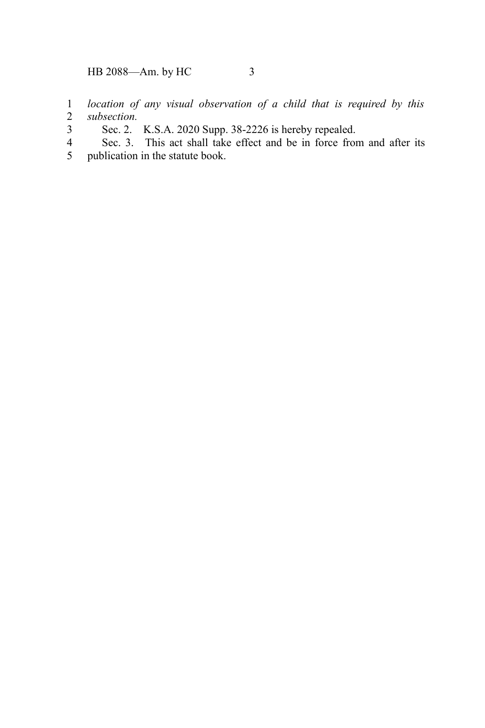*location of any visual observation of a child that is required by this subsection.*

Sec. 2. K.S.A. 2020 Supp. 38-2226 is hereby repealed.

Sec. 3. This act shall take effect and be in force from and after its publication in the statute book.